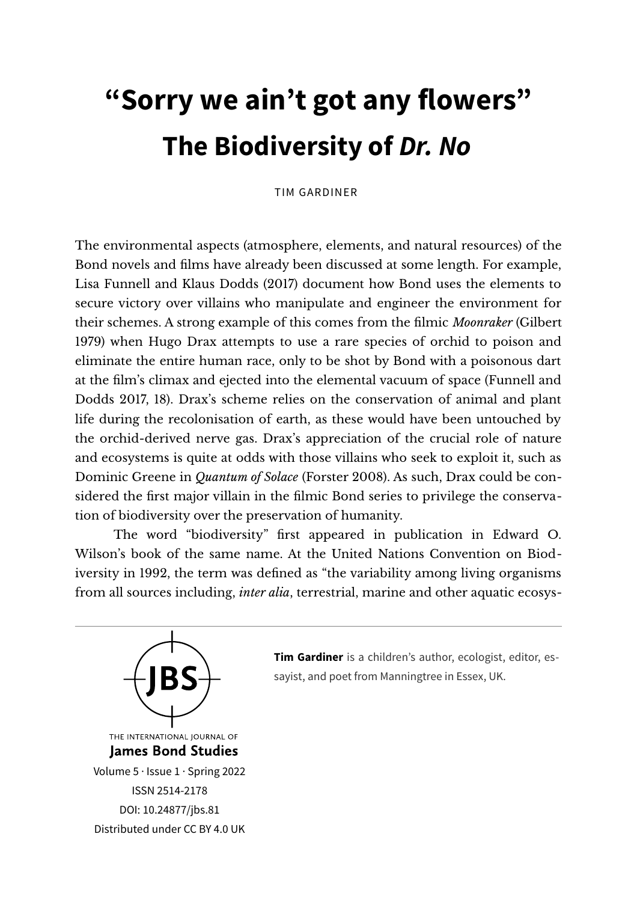# "Sorry we ain't got any flowers"

## The Biodiversity of *Dr. No*

TIM GARDINER

The environmental aspects (atmosphere, elements, and natural resources) of the Bond novels and films have already been discussed at some length. For example, Lisa Funnell and Klaus Dodds (2017) document how Bond uses the elements to secure victory over villains who manipulate and engineer the environment for their schemes. A strong example of this comes from the filmic *Moonraker* (Gilbert 1979) when Hugo Drax attempts to use a rare species of orchid to poison and eliminate the entire human race, only to be shot by Bond with a poisonous dart at the film's climax and ejected into the elemental vacuum of space (Funnell and Dodds 2017, 18). Drax's scheme relies on the conservation of animal and plant life during the recolonisation of earth, as these would have been untouched by the orchid-derived nerve gas. Drax's appreciation of the crucial role of nature and ecosystems is quite at odds with those villains who seek to exploit it, such as Dominic Greene in *Quantum of Solace* (Forster 2008). As such, Drax could be considered the first major villain in the filmic Bond series to privilege the conservation of biodiversity over the preservation of humanity.

The word "biodiversity" first appeared in publication in Edward O. Wilson's book of the same name. At the United Nations Convention on Biodiversity in 1992, the term was defined as "the variability among living organisms from all sources including, *inter alia*, terrestrial, marine and other aquatic ecosys-

**Tim Gardiner** is a children's author, ecologist, editor, essayist, and poet from Manningtree in Essex, UK.

THE INTERNATIONAL JOURNAL OF **James Bond Studies**
Volume 5 · Issue 1 · Spring 2022
ISSN 2514-2178
DOI: 10.24877/jbs.81
Distributed under CC BY 4.0 UK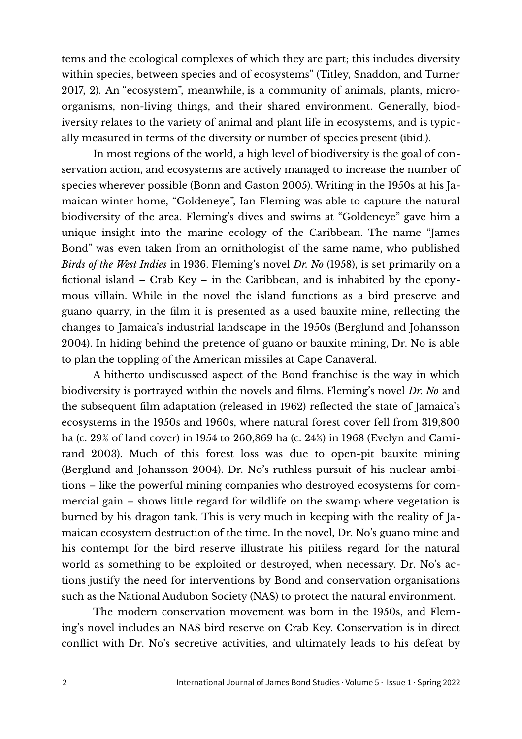tems and the ecological complexes of which they are part; this includes diversity within species, between species and of ecosystems" (Titley, Snaddon, and Turner 2017, 2). An "ecosystem", meanwhile, is a community of animals, plants, microorganisms, non-living things, and their shared environment. Generally, biodiversity relates to the variety of animal and plant life in ecosystems, and is typically measured in terms of the diversity or number of species present (ibid.).

In most regions of the world, a high level of biodiversity is the goal of conservation action, and ecosystems are actively managed to increase the number of species wherever possible (Bonn and Gaston 2005). Writing in the 1950s at his Jamaican winter home, "Goldeneye", Ian Fleming was able to capture the natural biodiversity of the area. Fleming's dives and swims at "Goldeneye" gave him a unique insight into the marine ecology of the Caribbean. The name "James Bond" was even taken from an ornithologist of the same name, who published *Birds of the West Indies* in 1936. Fleming's novel *Dr. No* (1958), is set primarily on a fictional island – Crab Key – in the Caribbean, and is inhabited by the eponymous villain. While in the novel the island functions as a bird preserve and guano quarry, in the film it is presented as a used bauxite mine, reflecting the changes to Jamaica's industrial landscape in the 1950s (Berglund and Johansson 2004). In hiding behind the pretence of guano or bauxite mining, Dr. No is able to plan the toppling of the American missiles at Cape Canaveral.

A hitherto undiscussed aspect of the Bond franchise is the way in which biodiversity is portrayed within the novels and films. Fleming's novel *Dr. No* and the subsequent film adaptation (released in 1962) reflected the state of Jamaica's ecosystems in the 1950s and 1960s, where natural forest cover fell from 319,800 ha (c. 29% of land cover) in 1954 to 260,869 ha (c. 24%) in 1968 (Evelyn and Camirand 2003). Much of this forest loss was due to open-pit bauxite mining (Berglund and Johansson 2004). Dr. No's ruthless pursuit of his nuclear ambitions – like the powerful mining companies who destroyed ecosystems for commercial gain – shows little regard for wildlife on the swamp where vegetation is burned by his dragon tank. This is very much in keeping with the reality of Jamaican ecosystem destruction of the time. In the novel, Dr. No's guano mine and his contempt for the bird reserve illustrate his pitiless regard for the natural world as something to be exploited or destroyed, when necessary. Dr. No's actions justify the need for interventions by Bond and conservation organisations such as the National Audubon Society (NAS) to protect the natural environment.

The modern conservation movement was born in the 1950s, and Fleming's novel includes an NAS bird reserve on Crab Key. Conservation is in direct conflict with Dr. No's secretive activities, and ultimately leads to his defeat by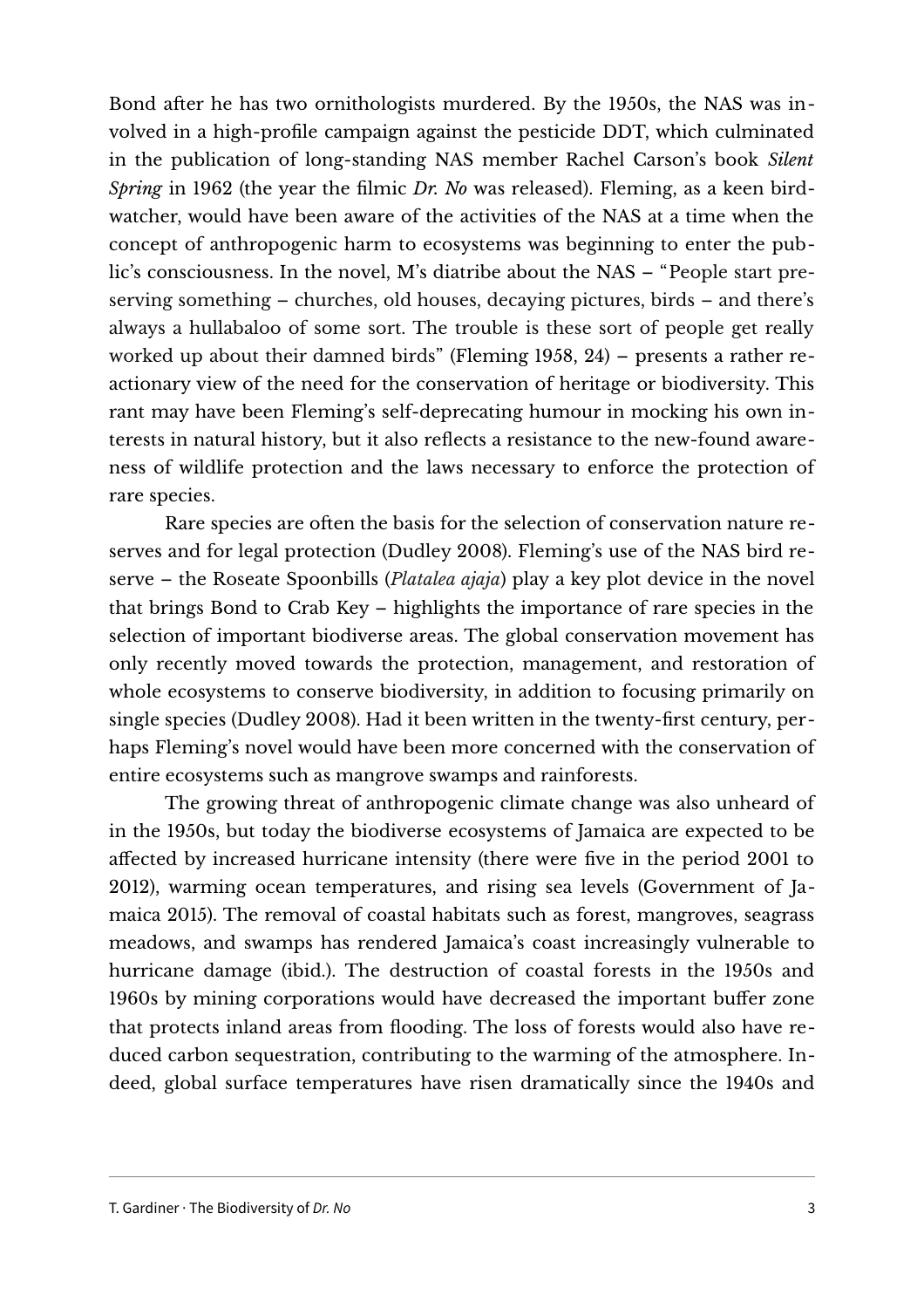Bond after he has two ornithologists murdered. By the 1950s, the NAS was involved in a high-profile campaign against the pesticide DDT, which culminated in the publication of long-standing NAS member Rachel Carson's book *Silent Spring* in 1962 (the year the filmic *Dr. No* was released). Fleming, as a keen birdwatcher, would have been aware of the activities of the NAS at a time when the concept of anthropogenic harm to ecosystems was beginning to enter the public's consciousness. In the novel, M's diatribe about the NAS – "People start preserving something – churches, old houses, decaying pictures, birds – and there's always a hullabaloo of some sort. The trouble is these sort of people get really worked up about their damned birds" (Fleming 1958, 24) – presents a rather reactionary view of the need for the conservation of heritage or biodiversity. This rant may have been Fleming's self-deprecating humour in mocking his own interests in natural history, but it also reflects a resistance to the new-found awareness of wildlife protection and the laws necessary to enforce the protection of rare species.

Rare species are often the basis for the selection of conservation nature reserves and for legal protection (Dudley 2008). Fleming's use of the NAS bird reserve – the Roseate Spoonbills (*Platalea ajaja*) play a key plot device in the novel that brings Bond to Crab Key – highlights the importance of rare species in the selection of important biodiverse areas. The global conservation movement has only recently moved towards the protection, management, and restoration of whole ecosystems to conserve biodiversity, in addition to focusing primarily on single species (Dudley 2008). Had it been written in the twenty-first century, perhaps Fleming's novel would have been more concerned with the conservation of entire ecosystems such as mangrove swamps and rainforests.

The growing threat of anthropogenic climate change was also unheard of in the 1950s, but today the biodiverse ecosystems of Jamaica are expected to be affected by increased hurricane intensity (there were five in the period 2001 to 2012), warming ocean temperatures, and rising sea levels (Government of Jamaica 2015). The removal of coastal habitats such as forest, mangroves, seagrass meadows, and swamps has rendered Jamaica's coast increasingly vulnerable to hurricane damage (ibid.). The destruction of coastal forests in the 1950s and 1960s by mining corporations would have decreased the important buffer zone that protects inland areas from flooding. The loss of forests would also have reduced carbon sequestration, contributing to the warming of the atmosphere. Indeed, global surface temperatures have risen dramatically since the 1940s and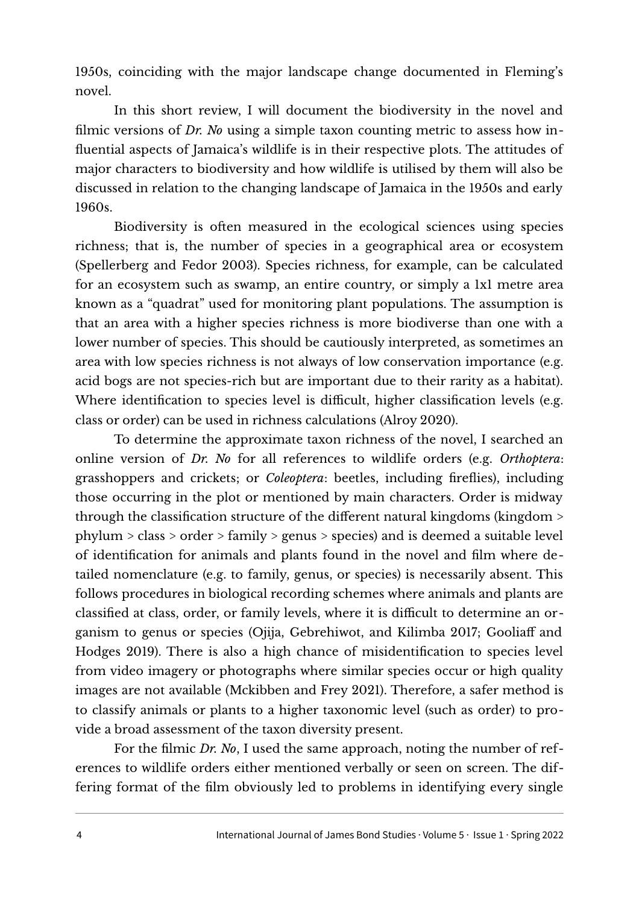1950s, coinciding with the major landscape change documented in Fleming's novel.

In this short review, I will document the biodiversity in the novel and filmic versions of *Dr. No* using a simple taxon counting metric to assess how influential aspects of Jamaica's wildlife is in their respective plots. The attitudes of major characters to biodiversity and how wildlife is utilised by them will also be discussed in relation to the changing landscape of Jamaica in the 1950s and early 1960s.

Biodiversity is often measured in the ecological sciences using species richness; that is, the number of species in a geographical area or ecosystem (Spellerberg and Fedor 2003). Species richness, for example, can be calculated for an ecosystem such as swamp, an entire country, or simply a 1x1 metre area known as a "quadrat" used for monitoring plant populations. The assumption is that an area with a higher species richness is more biodiverse than one with a lower number of species. This should be cautiously interpreted, as sometimes an area with low species richness is not always of low conservation importance (e.g. acid bogs are not species-rich but are important due to their rarity as a habitat). Where identification to species level is difficult, higher classification levels (e.g. class or order) can be used in richness calculations (Alroy 2020).

To determine the approximate taxon richness of the novel, I searched an online version of *Dr. No* for all references to wildlife orders (e.g. *Orthoptera*: grasshoppers and crickets; or *Coleoptera*: beetles, including fireflies), including those occurring in the plot or mentioned by main characters. Order is midway through the classification structure of the different natural kingdoms (kingdom > phylum > class > order > family > genus > species) and is deemed a suitable level of identification for animals and plants found in the novel and film where detailed nomenclature (e.g. to family, genus, or species) is necessarily absent. This follows procedures in biological recording schemes where animals and plants are classified at class, order, or family levels, where it is difficult to determine an organism to genus or species (Ojija, Gebrehiwot, and Kilimba 2017; Gooliaff and Hodges 2019). There is also a high chance of misidentification to species level from video imagery or photographs where similar species occur or high quality images are not available (Mckibben and Frey 2021). Therefore, a safer method is to classify animals or plants to a higher taxonomic level (such as order) to provide a broad assessment of the taxon diversity present.

For the filmic *Dr. No*, I used the same approach, noting the number of references to wildlife orders either mentioned verbally or seen on screen. The differing format of the film obviously led to problems in identifying every single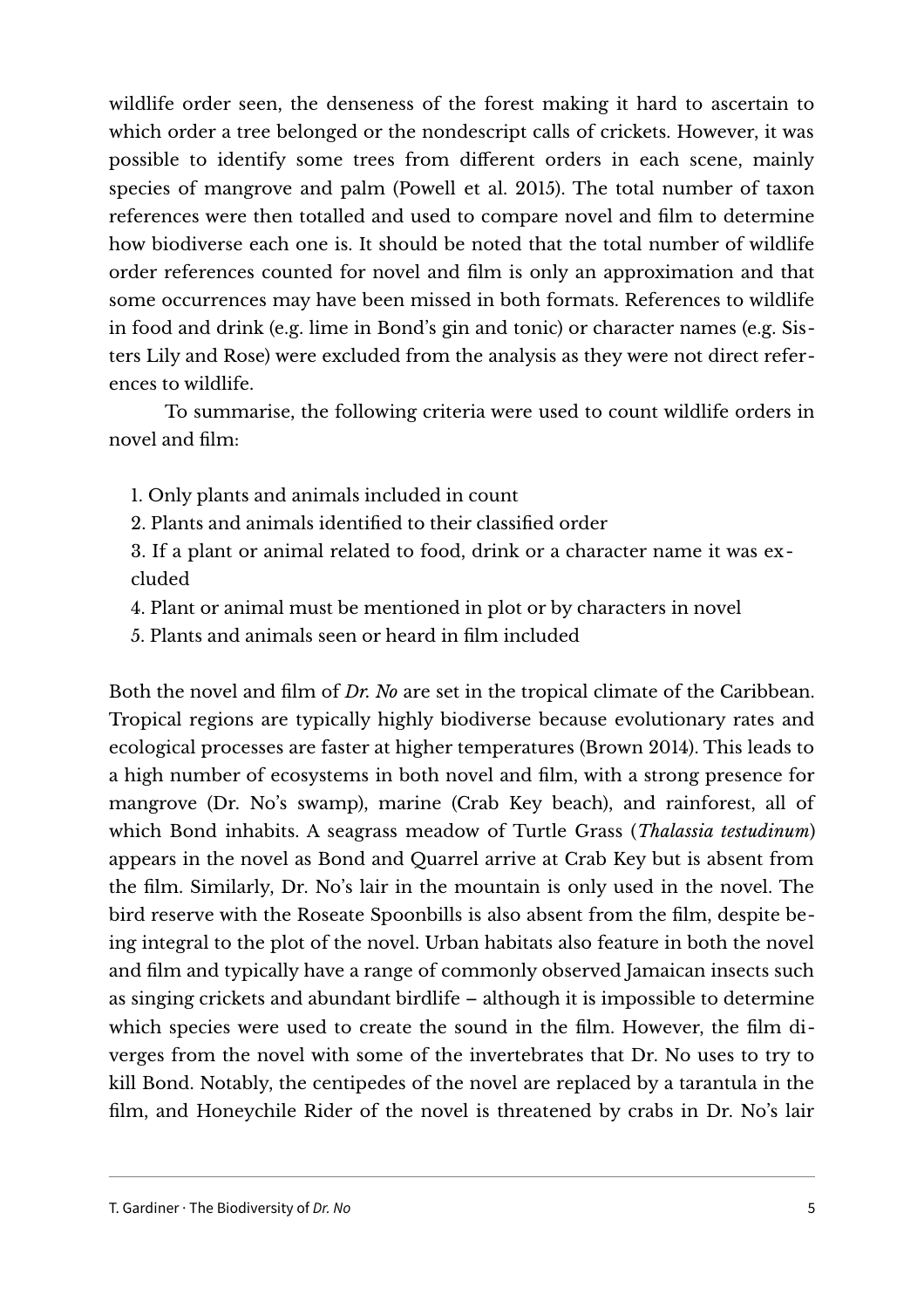wildlife order seen, the denseness of the forest making it hard to ascertain to which order a tree belonged or the nondescript calls of crickets. However, it was possible to identify some trees from different orders in each scene, mainly species of mangrove and palm (Powell et al. 2015). The total number of taxon references were then totalled and used to compare novel and film to determine how biodiverse each one is. It should be noted that the total number of wildlife order references counted for novel and film is only an approximation and that some occurrences may have been missed in both formats. References to wildlife in food and drink (e.g. lime in Bond's gin and tonic) or character names (e.g. Sisters Lily and Rose) were excluded from the analysis as they were not direct references to wildlife.

To summarise, the following criteria were used to count wildlife orders in novel and film:

1. Only plants and animals included in count
2. Plants and animals identified to their classified order
3. If a plant or animal related to food, drink or a character name it was excluded
4. Plant or animal must be mentioned in plot or by characters in novel
5. Plants and animals seen or heard in film included

Both the novel and film of *Dr. No* are set in the tropical climate of the Caribbean. Tropical regions are typically highly biodiverse because evolutionary rates and ecological processes are faster at higher temperatures (Brown 2014). This leads to a high number of ecosystems in both novel and film, with a strong presence for mangrove (Dr. No's swamp), marine (Crab Key beach), and rainforest, all of which Bond inhabits. A seagrass meadow of Turtle Grass (*Thalassia testudinum*) appears in the novel as Bond and Quarrel arrive at Crab Key but is absent from the film. Similarly, Dr. No's lair in the mountain is only used in the novel. The bird reserve with the Roseate Spoonbills is also absent from the film, despite being integral to the plot of the novel. Urban habitats also feature in both the novel and film and typically have a range of commonly observed Jamaican insects such as singing crickets and abundant birdlife – although it is impossible to determine which species were used to create the sound in the film. However, the film diverges from the novel with some of the invertebrates that Dr. No uses to try to kill Bond. Notably, the centipedes of the novel are replaced by a tarantula in the film, and Honeychile Rider of the novel is threatened by crabs in Dr. No's lair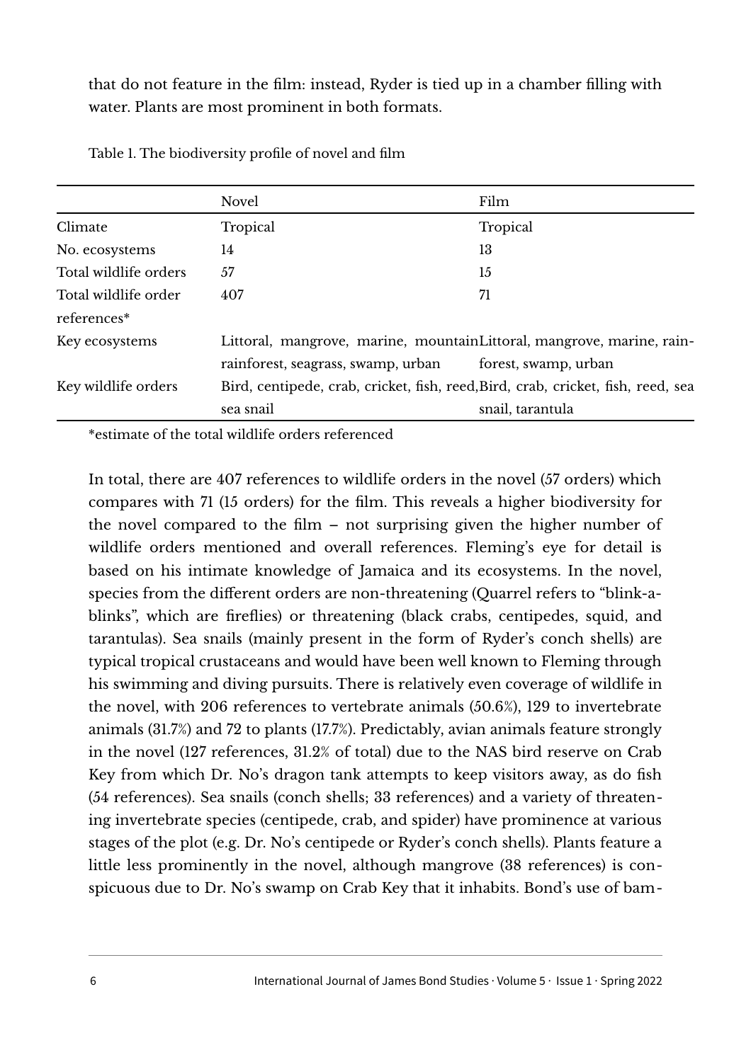that do not feature in the film: instead, Ryder is tied up in a chamber filling with water. Plants are most prominent in both formats.

Table 1. The biodiversity profile of novel and film

| | Novel | Film |
|---|---|---|
| Climate | Tropical | Tropical |
| No. ecosystems | 14 | 13 |
| Total wildlife orders | 57 | 15 |
| Total wildlife order references* | 407 | 71 |
| Key ecosystems | Littoral, mangrove, marine, mountain rainforest, seagrass, swamp, urban | Littoral, mangrove, marine, rainforest, swamp, urban |
| Key wildlife orders | Bird, centipede, crab, cricket, fish, reed, sea snail | Bird, crab, cricket, fish, reed, sea snail, tarantula |

*estimate of the total wildlife orders referenced

In total, there are 407 references to wildlife orders in the novel (57 orders) which compares with 71 (15 orders) for the film. This reveals a higher biodiversity for the novel compared to the film – not surprising given the higher number of wildlife orders mentioned and overall references. Fleming's eye for detail is based on his intimate knowledge of Jamaica and its ecosystems. In the novel, species from the different orders are non-threatening (Quarrel refers to "blink-a-blinks", which are fireflies) or threatening (black crabs, centipedes, squid, and tarantulas). Sea snails (mainly present in the form of Ryder's conch shells) are typical tropical crustaceans and would have been well known to Fleming through his swimming and diving pursuits. There is relatively even coverage of wildlife in the novel, with 206 references to vertebrate animals (50.6%), 129 to invertebrate animals (31.7%) and 72 to plants (17.7%). Predictably, avian animals feature strongly in the novel (127 references, 31.2% of total) due to the NAS bird reserve on Crab Key from which Dr. No's dragon tank attempts to keep visitors away, as do fish (54 references). Sea snails (conch shells; 33 references) and a variety of threatening invertebrate species (centipede, crab, and spider) have prominence at various stages of the plot (e.g. Dr. No's centipede or Ryder's conch shells). Plants feature a little less prominently in the novel, although mangrove (38 references) is conspicuous due to Dr. No's swamp on Crab Key that it inhabits. Bond's use of bam-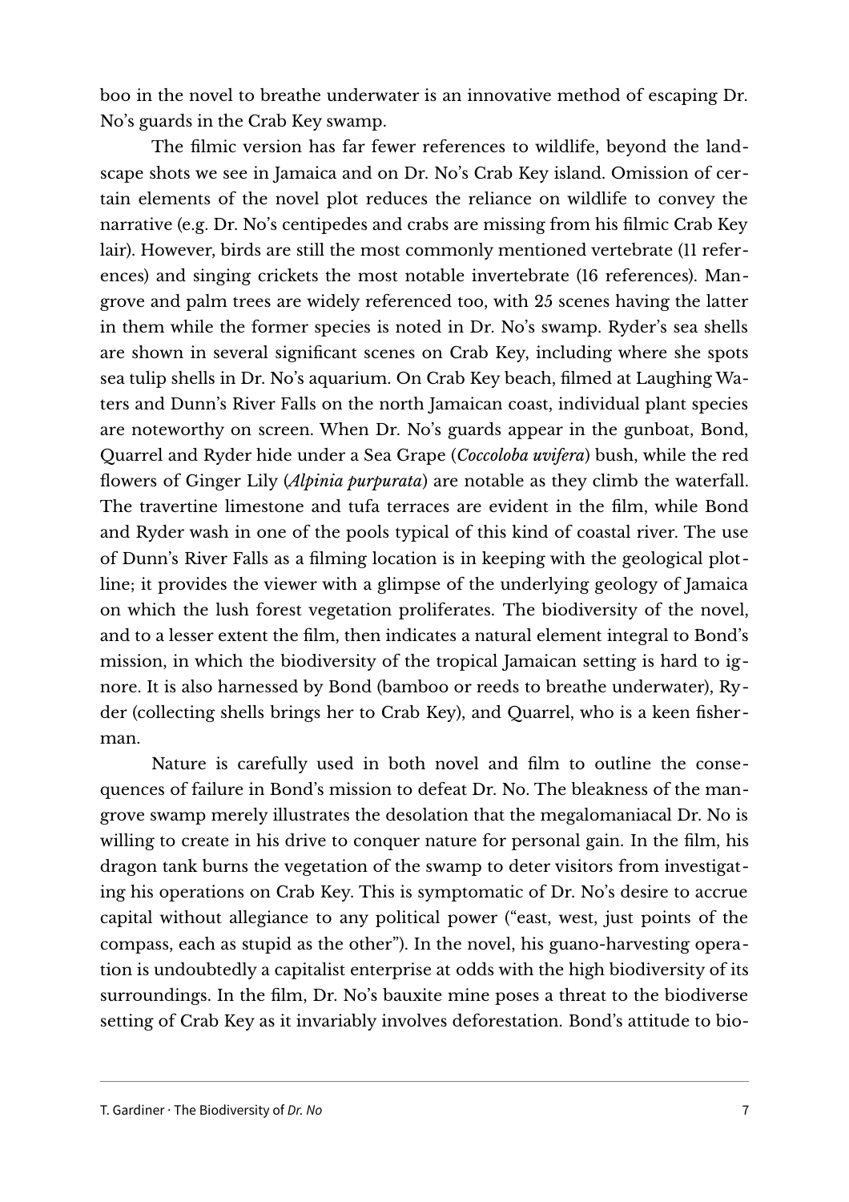boo in the novel to breathe underwater is an innovative method of escaping Dr. No's guards in the Crab Key swamp.

The filmic version has far fewer references to wildlife, beyond the landscape shots we see in Jamaica and on Dr. No's Crab Key island. Omission of certain elements of the novel plot reduces the reliance on wildlife to convey the narrative (e.g. Dr. No's centipedes and crabs are missing from his filmic Crab Key lair). However, birds are still the most commonly mentioned vertebrate (11 references) and singing crickets the most notable invertebrate (16 references). Mangrove and palm trees are widely referenced too, with 25 scenes having the latter in them while the former species is noted in Dr. No's swamp. Ryder's sea shells are shown in several significant scenes on Crab Key, including where she spots sea tulip shells in Dr. No's aquarium. On Crab Key beach, filmed at Laughing Waters and Dunn's River Falls on the north Jamaican coast, individual plant species are noteworthy on screen. When Dr. No's guards appear in the gunboat, Bond, Quarrel and Ryder hide under a Sea Grape (*Coccoloba uvifera*) bush, while the red flowers of Ginger Lily (*Alpinia purpurata*) are notable as they climb the waterfall. The travertine limestone and tufa terraces are evident in the film, while Bond and Ryder wash in one of the pools typical of this kind of coastal river. The use of Dunn's River Falls as a filming location is in keeping with the geological plotline; it provides the viewer with a glimpse of the underlying geology of Jamaica on which the lush forest vegetation proliferates. The biodiversity of the novel, and to a lesser extent the film, then indicates a natural element integral to Bond's mission, in which the biodiversity of the tropical Jamaican setting is hard to ignore. It is also harnessed by Bond (bamboo or reeds to breathe underwater), Ryder (collecting shells brings her to Crab Key), and Quarrel, who is a keen fisherman.

Nature is carefully used in both novel and film to outline the consequences of failure in Bond's mission to defeat Dr. No. The bleakness of the mangrove swamp merely illustrates the desolation that the megalomaniacal Dr. No is willing to create in his drive to conquer nature for personal gain. In the film, his dragon tank burns the vegetation of the swamp to deter visitors from investigating his operations on Crab Key. This is symptomatic of Dr. No's desire to accrue capital without allegiance to any political power ("east, west, just points of the compass, each as stupid as the other"). In the novel, his guano-harvesting operation is undoubtedly a capitalist enterprise at odds with the high biodiversity of its surroundings. In the film, Dr. No's bauxite mine poses a threat to the biodiverse setting of Crab Key as it invariably involves deforestation. Bond's attitude to bio-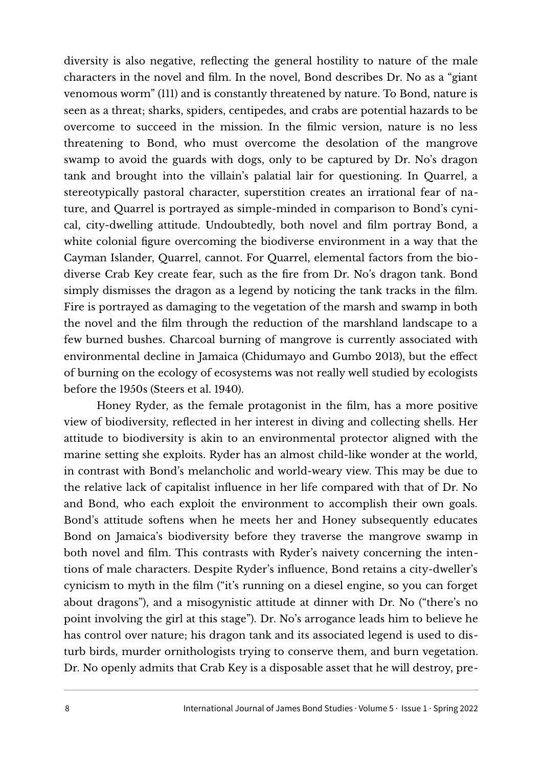diversity is also negative, reflecting the general hostility to nature of the male characters in the novel and film. In the novel, Bond describes Dr. No as a "giant venomous worm" (111) and is constantly threatened by nature. To Bond, nature is seen as a threat; sharks, spiders, centipedes, and crabs are potential hazards to be overcome to succeed in the mission. In the filmic version, nature is no less threatening to Bond, who must overcome the desolation of the mangrove swamp to avoid the guards with dogs, only to be captured by Dr. No's dragon tank and brought into the villain's palatial lair for questioning. In Quarrel, a stereotypically pastoral character, superstition creates an irrational fear of nature, and Quarrel is portrayed as simple-minded in comparison to Bond's cynical, city-dwelling attitude. Undoubtedly, both novel and film portray Bond, a white colonial figure overcoming the biodiverse environment in a way that the Cayman Islander, Quarrel, cannot. For Quarrel, elemental factors from the biodiverse Crab Key create fear, such as the fire from Dr. No's dragon tank. Bond simply dismisses the dragon as a legend by noticing the tank tracks in the film. Fire is portrayed as damaging to the vegetation of the marsh and swamp in both the novel and the film through the reduction of the marshland landscape to a few burned bushes. Charcoal burning of mangrove is currently associated with environmental decline in Jamaica (Chidumayo and Gumbo 2013), but the effect of burning on the ecology of ecosystems was not really well studied by ecologists before the 1950s (Steers et al. 1940).

Honey Ryder, as the female protagonist in the film, has a more positive view of biodiversity, reflected in her interest in diving and collecting shells. Her attitude to biodiversity is akin to an environmental protector aligned with the marine setting she exploits. Ryder has an almost child-like wonder at the world, in contrast with Bond's melancholic and world-weary view. This may be due to the relative lack of capitalist influence in her life compared with that of Dr. No and Bond, who each exploit the environment to accomplish their own goals. Bond's attitude softens when he meets her and Honey subsequently educates Bond on Jamaica's biodiversity before they traverse the mangrove swamp in both novel and film. This contrasts with Ryder's naivety concerning the intentions of male characters. Despite Ryder's influence, Bond retains a city-dweller's cynicism to myth in the film ("it's running on a diesel engine, so you can forget about dragons"), and a misogynistic attitude at dinner with Dr. No ("there's no point involving the girl at this stage"). Dr. No's arrogance leads him to believe he has control over nature; his dragon tank and its associated legend is used to disturb birds, murder ornithologists trying to conserve them, and burn vegetation. Dr. No openly admits that Crab Key is a disposable asset that he will destroy, pre-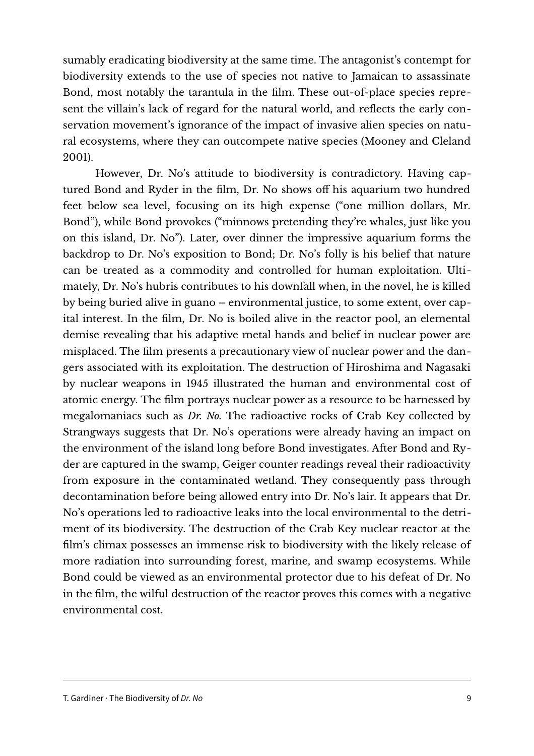sumably eradicating biodiversity at the same time. The antagonist's contempt for biodiversity extends to the use of species not native to Jamaican to assassinate Bond, most notably the tarantula in the film. These out-of-place species represent the villain's lack of regard for the natural world, and reflects the early conservation movement's ignorance of the impact of invasive alien species on natural ecosystems, where they can outcompete native species (Mooney and Cleland 2001).

However, Dr. No's attitude to biodiversity is contradictory. Having captured Bond and Ryder in the film, Dr. No shows off his aquarium two hundred feet below sea level, focusing on its high expense ("one million dollars, Mr. Bond"), while Bond provokes ("minnows pretending they're whales, just like you on this island, Dr. No"). Later, over dinner the impressive aquarium forms the backdrop to Dr. No's exposition to Bond; Dr. No's folly is his belief that nature can be treated as a commodity and controlled for human exploitation. Ultimately, Dr. No's hubris contributes to his downfall when, in the novel, he is killed by being buried alive in guano – environmental justice, to some extent, over capital interest. In the film, Dr. No is boiled alive in the reactor pool, an elemental demise revealing that his adaptive metal hands and belief in nuclear power are misplaced. The film presents a precautionary view of nuclear power and the dangers associated with its exploitation. The destruction of Hiroshima and Nagasaki by nuclear weapons in 1945 illustrated the human and environmental cost of atomic energy. The film portrays nuclear power as a resource to be harnessed by megalomaniacs such as *Dr. No.* The radioactive rocks of Crab Key collected by Strangways suggests that Dr. No's operations were already having an impact on the environment of the island long before Bond investigates. After Bond and Ryder are captured in the swamp, Geiger counter readings reveal their radioactivity from exposure in the contaminated wetland. They consequently pass through decontamination before being allowed entry into Dr. No's lair. It appears that Dr. No's operations led to radioactive leaks into the local environmental to the detriment of its biodiversity. The destruction of the Crab Key nuclear reactor at the film's climax possesses an immense risk to biodiversity with the likely release of more radiation into surrounding forest, marine, and swamp ecosystems. While Bond could be viewed as an environmental protector due to his defeat of Dr. No in the film, the wilful destruction of the reactor proves this comes with a negative environmental cost.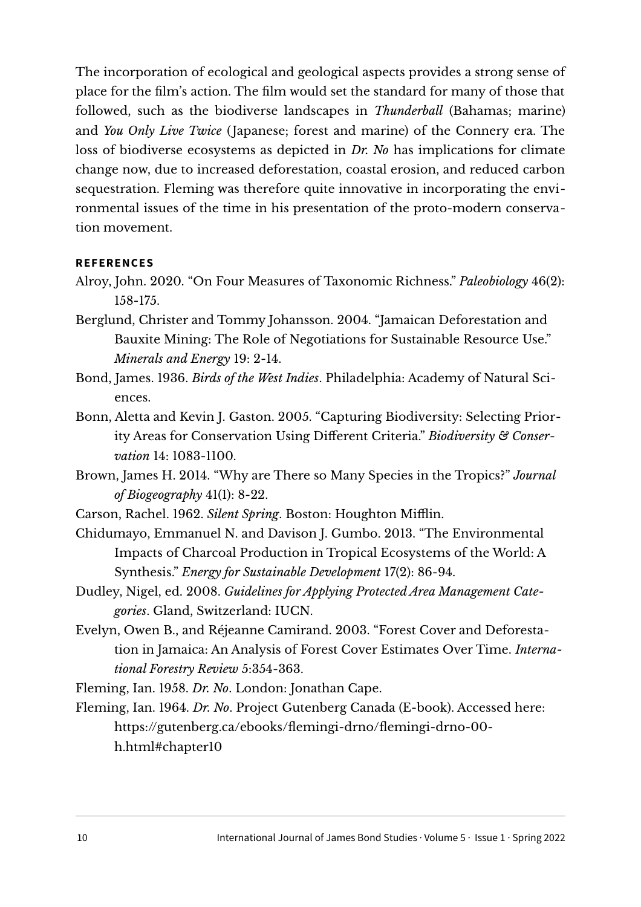The incorporation of ecological and geological aspects provides a strong sense of place for the film's action. The film would set the standard for many of those that followed, such as the biodiverse landscapes in *Thunderball* (Bahamas; marine) and *You Only Live Twice* (Japanese; forest and marine) of the Connery era. The loss of biodiverse ecosystems as depicted in *Dr. No* has implications for climate change now, due to increased deforestation, coastal erosion, and reduced carbon sequestration. Fleming was therefore quite innovative in incorporating the environmental issues of the time in his presentation of the proto-modern conservation movement.

## REFERENCES

Alroy, John. 2020. "On Four Measures of Taxonomic Richness." *Paleobiology* 46(2): 158-175.

Berglund, Christer and Tommy Johansson. 2004. "Jamaican Deforestation and Bauxite Mining: The Role of Negotiations for Sustainable Resource Use." *Minerals and Energy* 19: 2-14.

Bond, James. 1936. *Birds of the West Indies*. Philadelphia: Academy of Natural Sciences.

Bonn, Aletta and Kevin J. Gaston. 2005. "Capturing Biodiversity: Selecting Priority Areas for Conservation Using Different Criteria." *Biodiversity & Conservation* 14: 1083-1100.

Brown, James H. 2014. "Why are There so Many Species in the Tropics?" *Journal of Biogeography* 41(1): 8-22.

Carson, Rachel. 1962. *Silent Spring*. Boston: Houghton Mifflin.

Chidumayo, Emmanuel N. and Davison J. Gumbo. 2013. "The Environmental Impacts of Charcoal Production in Tropical Ecosystems of the World: A Synthesis." *Energy for Sustainable Development* 17(2): 86-94.

Dudley, Nigel, ed. 2008. *Guidelines for Applying Protected Area Management Categories*. Gland, Switzerland: IUCN.

Evelyn, Owen B., and Réjeanne Camirand. 2003. "Forest Cover and Deforestation in Jamaica: An Analysis of Forest Cover Estimates Over Time. *International Forestry Review* 5:354-363.

Fleming, Ian. 1958. *Dr. No*. London: Jonathan Cape.

Fleming, Ian. 1964. *Dr. No*. Project Gutenberg Canada (E-book). Accessed here: https://gutenberg.ca/ebooks/flemingi-drno/flemingi-drno-00-h.html#chapter10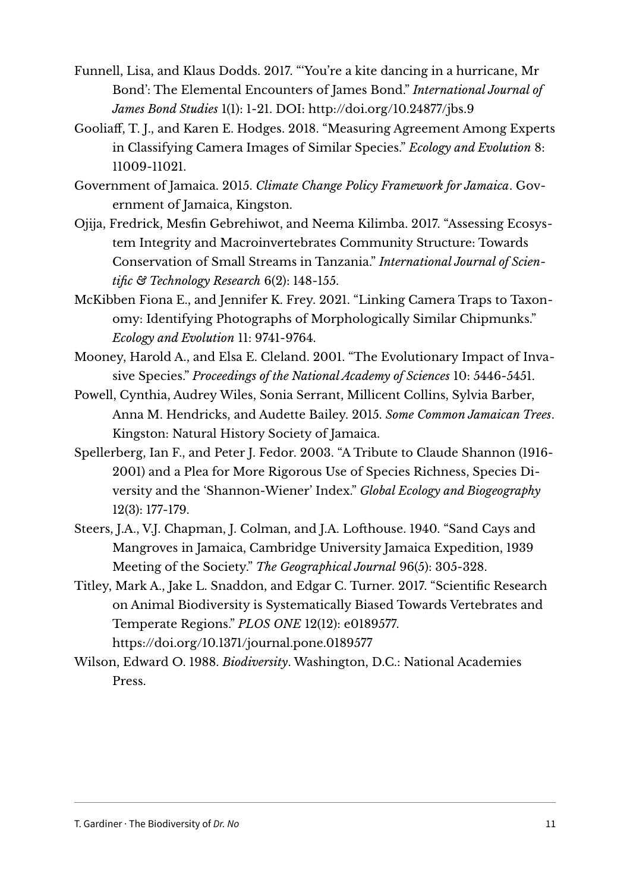Funnell, Lisa, and Klaus Dodds. 2017. "'You're a kite dancing in a hurricane, Mr Bond': The Elemental Encounters of James Bond." *International Journal of James Bond Studies* 1(1): 1-21. DOI: http://doi.org/10.24877/jbs.9

Gooliaff, T. J., and Karen E. Hodges. 2018. "Measuring Agreement Among Experts in Classifying Camera Images of Similar Species." *Ecology and Evolution* 8: 11009-11021.

Government of Jamaica. 2015. *Climate Change Policy Framework for Jamaica*. Government of Jamaica, Kingston.

Ojija, Fredrick, Mesfin Gebrehiwot, and Neema Kilimba. 2017. "Assessing Ecosystem Integrity and Macroinvertebrates Community Structure: Towards Conservation of Small Streams in Tanzania." *International Journal of Scientific & Technology Research* 6(2): 148-155.

McKibben Fiona E., and Jennifer K. Frey. 2021. "Linking Camera Traps to Taxonomy: Identifying Photographs of Morphologically Similar Chipmunks." *Ecology and Evolution* 11: 9741-9764.

Mooney, Harold A., and Elsa E. Cleland. 2001. "The Evolutionary Impact of Invasive Species." *Proceedings of the National Academy of Sciences* 10: 5446-5451.

Powell, Cynthia, Audrey Wiles, Sonia Serrant, Millicent Collins, Sylvia Barber, Anna M. Hendricks, and Audette Bailey. 2015. *Some Common Jamaican Trees*. Kingston: Natural History Society of Jamaica.

Spellerberg, Ian F., and Peter J. Fedor. 2003. "A Tribute to Claude Shannon (1916-2001) and a Plea for More Rigorous Use of Species Richness, Species Diversity and the 'Shannon-Wiener' Index." *Global Ecology and Biogeography* 12(3): 177-179.

Steers, J.A., V.J. Chapman, J. Colman, and J.A. Lofthouse. 1940. "Sand Cays and Mangroves in Jamaica, Cambridge University Jamaica Expedition, 1939 Meeting of the Society." *The Geographical Journal* 96(5): 305-328.

Titley, Mark A., Jake L. Snaddon, and Edgar C. Turner. 2017. "Scientific Research on Animal Biodiversity is Systematically Biased Towards Vertebrates and Temperate Regions." *PLOS ONE* 12(12): e0189577. https://doi.org/10.1371/journal.pone.0189577

Wilson, Edward O. 1988. *Biodiversity*. Washington, D.C.: National Academies Press.